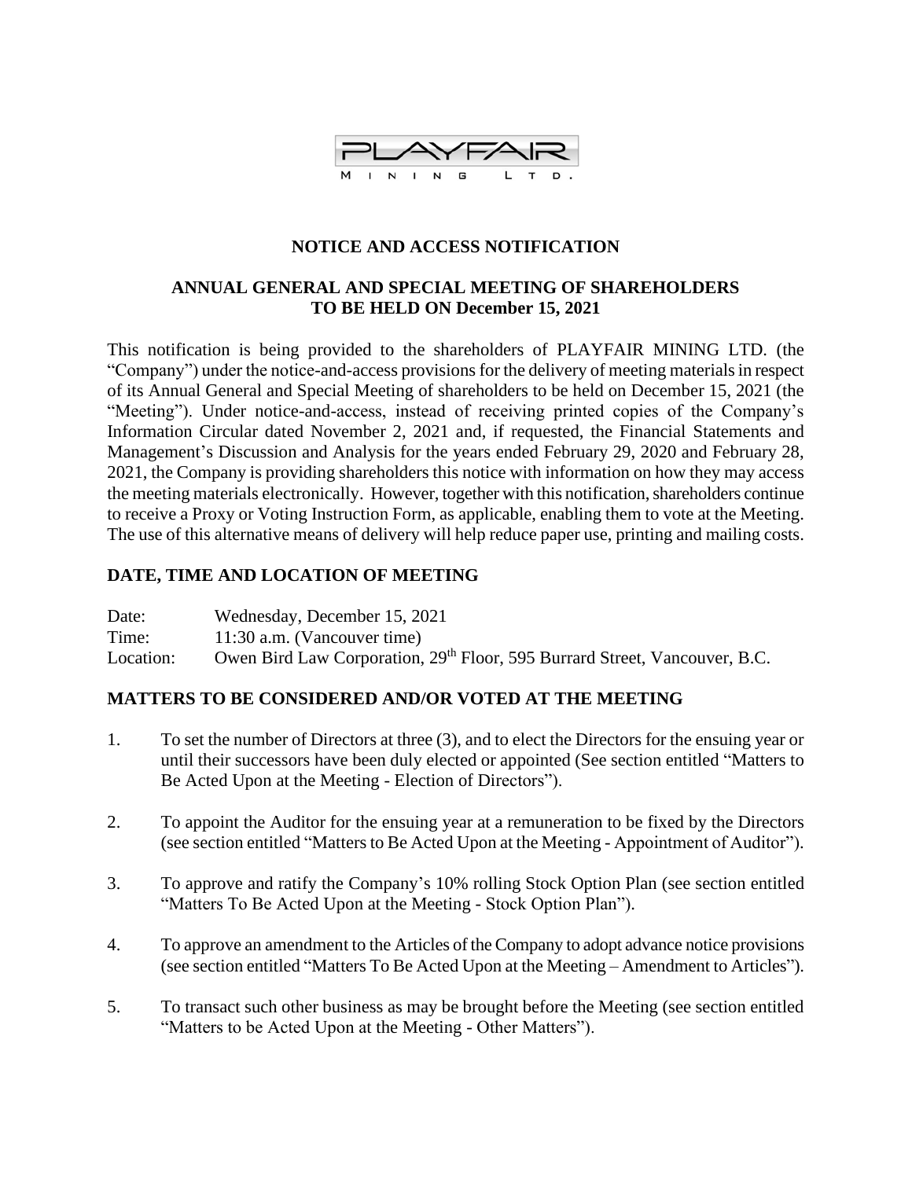PLAYFAIR MINING LTD.

## NOTICE AND ACCESS NOTIFICATION

## ANNUAL GENERAL AND SPECIAL MEETING OF SHAREHOLDERS TO BE HELD ON December 15, 2021

This notification is being provided to the shareholders of PLAYFAIR MINING LTD. (the "Company") under the notice-and-access provisions for the delivery of meeting materials in respect of its Annual General and Special Meeting of shareholders to be held on December 15, 2021 (the "Meeting"). Under notice-and-access, instead of receiving printed copies of the Company's Information Circular dated November 2, 2021 and, if requested, the Financial Statements and Management's Discussion and Analysis for the years ended February 29, 2020 and February 28, 2021, the Company is providing shareholders this notice with information on how they may access the meeting materials electronically. However, together with this notification, shareholders continue to receive a Proxy or Voting Instruction Form, as applicable, enabling them to vote at the Meeting. The use of this alternative means of delivery will help reduce paper use, printing and mailing costs.

### DATE, TIME AND LOCATION OF MEETING

Date: Wednesday, December 15, 2021
Time: 11:30 a.m. (Vancouver time)
Location: Owen Bird Law Corporation, 29th Floor, 595 Burrard Street, Vancouver, B.C.

### MATTERS TO BE CONSIDERED AND/OR VOTED AT THE MEETING

1. To set the number of Directors at three (3), and to elect the Directors for the ensuing year or until their successors have been duly elected or appointed (See section entitled "Matters to Be Acted Upon at the Meeting - Election of Directors").

2. To appoint the Auditor for the ensuing year at a remuneration to be fixed by the Directors (see section entitled "Matters to Be Acted Upon at the Meeting - Appointment of Auditor").

3. To approve and ratify the Company's 10% rolling Stock Option Plan (see section entitled "Matters To Be Acted Upon at the Meeting - Stock Option Plan").

4. To approve an amendment to the Articles of the Company to adopt advance notice provisions (see section entitled "Matters To Be Acted Upon at the Meeting – Amendment to Articles").

5. To transact such other business as may be brought before the Meeting (see section entitled "Matters to be Acted Upon at the Meeting - Other Matters").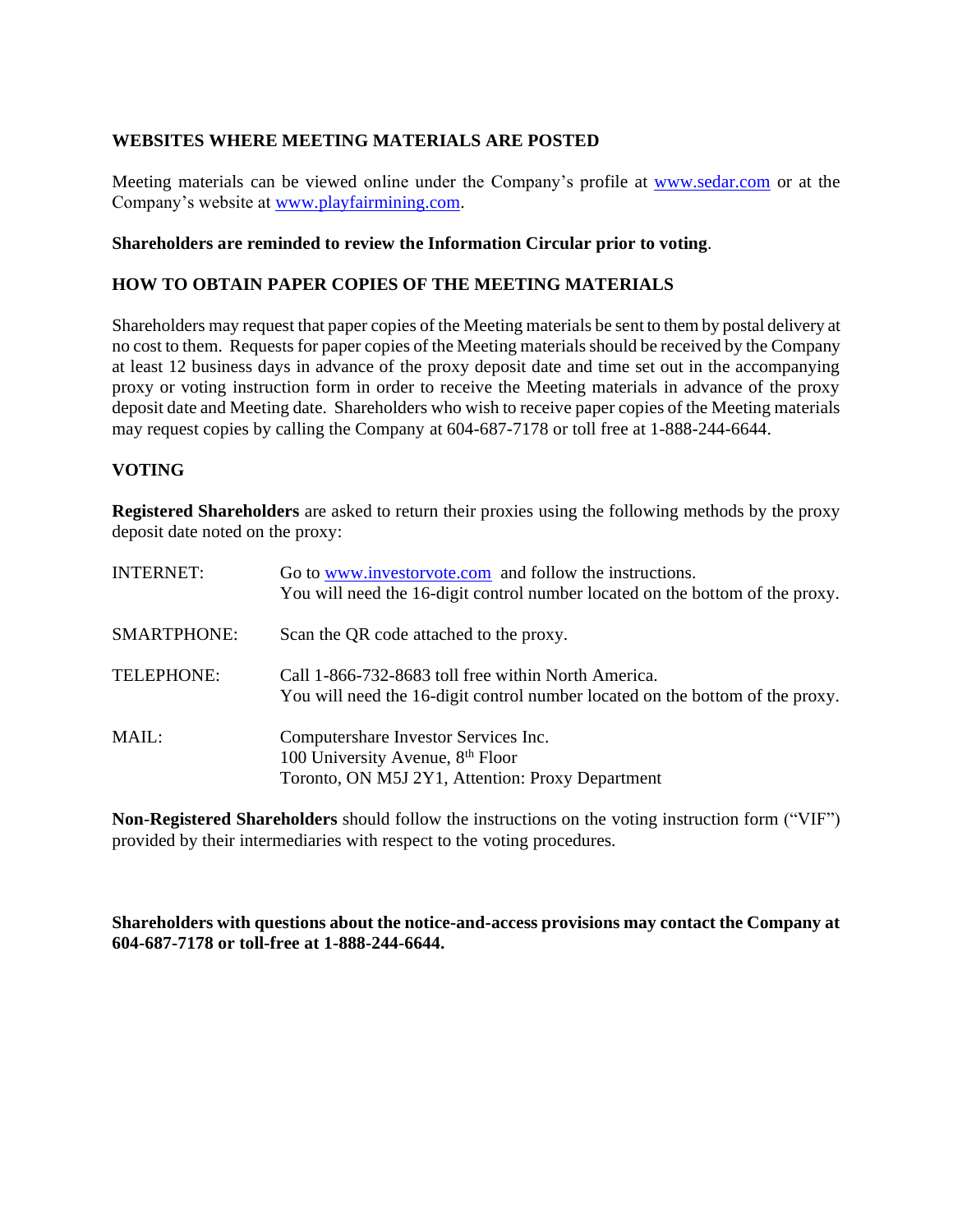## WEBSITES WHERE MEETING MATERIALS ARE POSTED

Meeting materials can be viewed online under the Company's profile at www.sedar.com or at the Company's website at www.playfairmining.com.

**Shareholders are reminded to review the Information Circular prior to voting**.

## HOW TO OBTAIN PAPER COPIES OF THE MEETING MATERIALS

Shareholders may request that paper copies of the Meeting materials be sent to them by postal delivery at no cost to them. Requests for paper copies of the Meeting materials should be received by the Company at least 12 business days in advance of the proxy deposit date and time set out in the accompanying proxy or voting instruction form in order to receive the Meeting materials in advance of the proxy deposit date and Meeting date. Shareholders who wish to receive paper copies of the Meeting materials may request copies by calling the Company at 604-687-7178 or toll free at 1-888-244-6644.

## VOTING

**Registered Shareholders** are asked to return their proxies using the following methods by the proxy deposit date noted on the proxy:

| | |
|---|---|
| INTERNET: | Go to www.investorvote.com and follow the instructions.<br>You will need the 16-digit control number located on the bottom of the proxy. |
| SMARTPHONE: | Scan the QR code attached to the proxy. |
| TELEPHONE: | Call 1-866-732-8683 toll free within North America.<br>You will need the 16-digit control number located on the bottom of the proxy. |
| MAIL: | Computershare Investor Services Inc.<br>100 University Avenue, 8th Floor<br>Toronto, ON M5J 2Y1, Attention: Proxy Department |

**Non-Registered Shareholders** should follow the instructions on the voting instruction form ("VIF") provided by their intermediaries with respect to the voting procedures.

**Shareholders with questions about the notice-and-access provisions may contact the Company at 604-687-7178 or toll-free at 1-888-244-6644.**